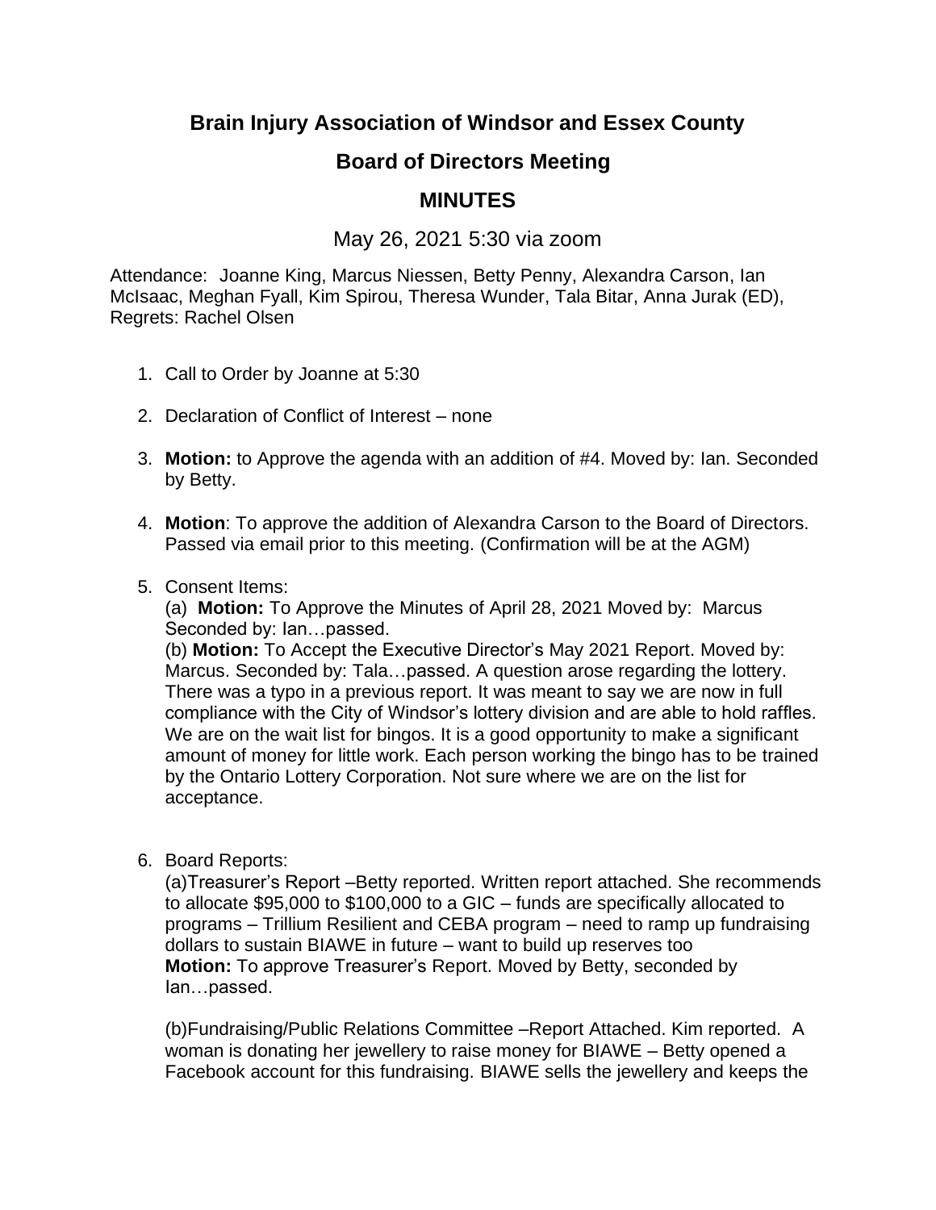# Brain Injury Association of Windsor and Essex County

## Board of Directors Meeting

## MINUTES

May 26, 2021 5:30 via zoom

Attendance: Joanne King, Marcus Niessen, Betty Penny, Alexandra Carson, Ian McIsaac, Meghan Fyall, Kim Spirou, Theresa Wunder, Tala Bitar, Anna Jurak (ED), Regrets: Rachel Olsen

1. Call to Order by Joanne at 5:30
2. Declaration of Conflict of Interest – none
3. **Motion:** to Approve the agenda with an addition of #4. Moved by: Ian. Seconded by Betty.
4. **Motion**: To approve the addition of Alexandra Carson to the Board of Directors. Passed via email prior to this meeting. (Confirmation will be at the AGM)
5. Consent Items:
   (a) **Motion:** To Approve the Minutes of April 28, 2021 Moved by: Marcus Seconded by: Ian…passed.
   (b) **Motion:** To Accept the Executive Director's May 2021 Report. Moved by: Marcus. Seconded by: Tala…passed. A question arose regarding the lottery. There was a typo in a previous report. It was meant to say we are now in full compliance with the City of Windsor's lottery division and are able to hold raffles. We are on the wait list for bingos. It is a good opportunity to make a significant amount of money for little work. Each person working the bingo has to be trained by the Ontario Lottery Corporation. Not sure where we are on the list for acceptance.
6. Board Reports:
   (a)Treasurer's Report –Betty reported. Written report attached. She recommends to allocate $95,000 to $100,000 to a GIC – funds are specifically allocated to programs – Trillium Resilient and CEBA program – need to ramp up fundraising dollars to sustain BIAWE in future – want to build up reserves too
   **Motion:** To approve Treasurer's Report. Moved by Betty, seconded by Ian…passed.

   (b)Fundraising/Public Relations Committee –Report Attached. Kim reported. A woman is donating her jewellery to raise money for BIAWE – Betty opened a Facebook account for this fundraising. BIAWE sells the jewellery and keeps the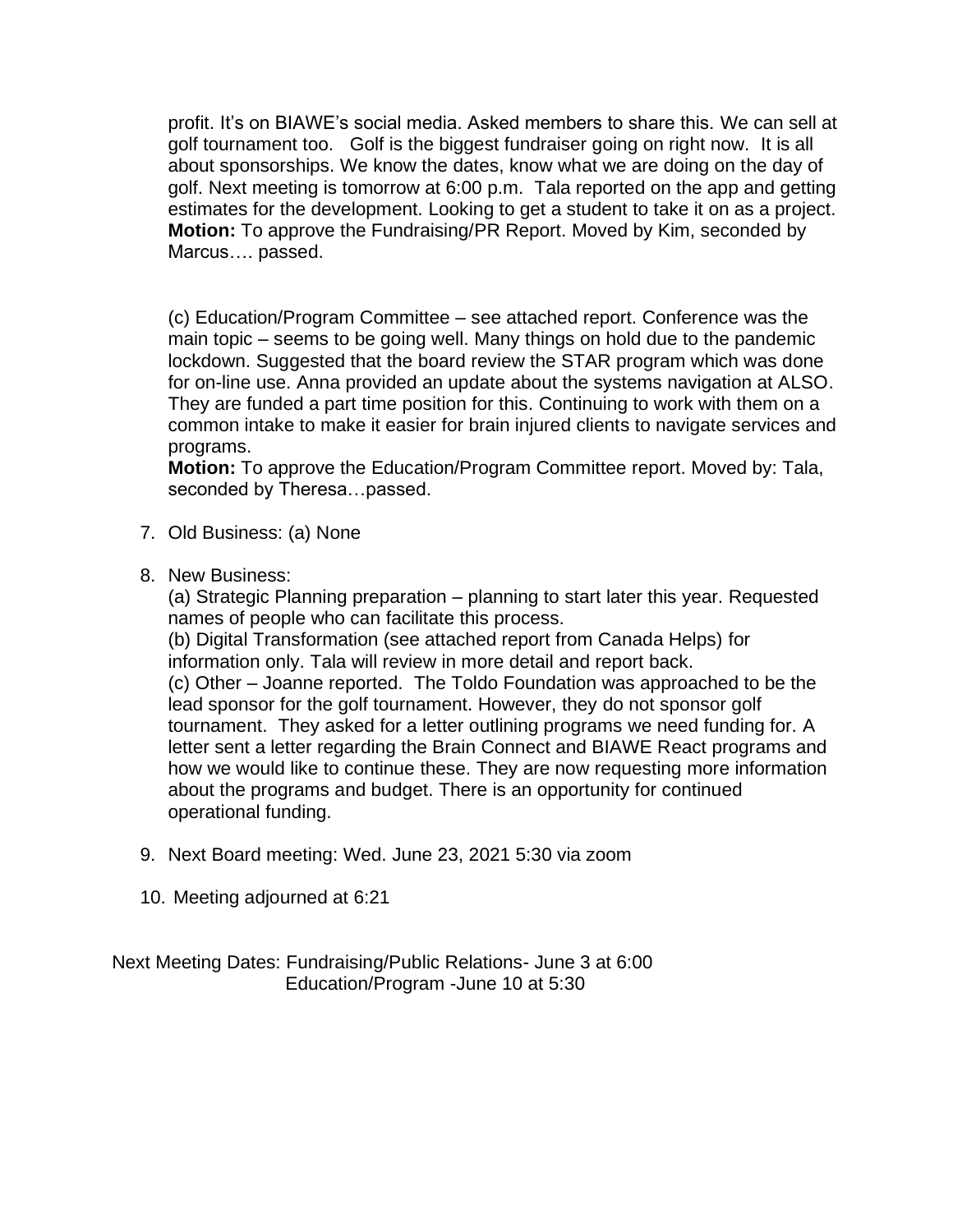profit. It's on BIAWE's social media. Asked members to share this. We can sell at golf tournament too. Golf is the biggest fundraiser going on right now. It is all about sponsorships. We know the dates, know what we are doing on the day of golf. Next meeting is tomorrow at 6:00 p.m. Tala reported on the app and getting estimates for the development. Looking to get a student to take it on as a project.
**Motion:** To approve the Fundraising/PR Report. Moved by Kim, seconded by Marcus…. passed.

(c) Education/Program Committee – see attached report. Conference was the main topic – seems to be going well. Many things on hold due to the pandemic lockdown. Suggested that the board review the STAR program which was done for on-line use. Anna provided an update about the systems navigation at ALSO. They are funded a part time position for this. Continuing to work with them on a common intake to make it easier for brain injured clients to navigate services and programs.
**Motion:** To approve the Education/Program Committee report. Moved by: Tala, seconded by Theresa…passed.

7. Old Business: (a) None

8. New Business:
(a) Strategic Planning preparation – planning to start later this year. Requested names of people who can facilitate this process.
(b) Digital Transformation (see attached report from Canada Helps) for information only. Tala will review in more detail and report back.
(c) Other – Joanne reported. The Toldo Foundation was approached to be the lead sponsor for the golf tournament. However, they do not sponsor golf tournament. They asked for a letter outlining programs we need funding for. A letter sent a letter regarding the Brain Connect and BIAWE React programs and how we would like to continue these. They are now requesting more information about the programs and budget. There is an opportunity for continued operational funding.

9. Next Board meeting: Wed. June 23, 2021 5:30 via zoom

10. Meeting adjourned at 6:21

Next Meeting Dates: Fundraising/Public Relations- June 3 at 6:00
Education/Program -June 10 at 5:30